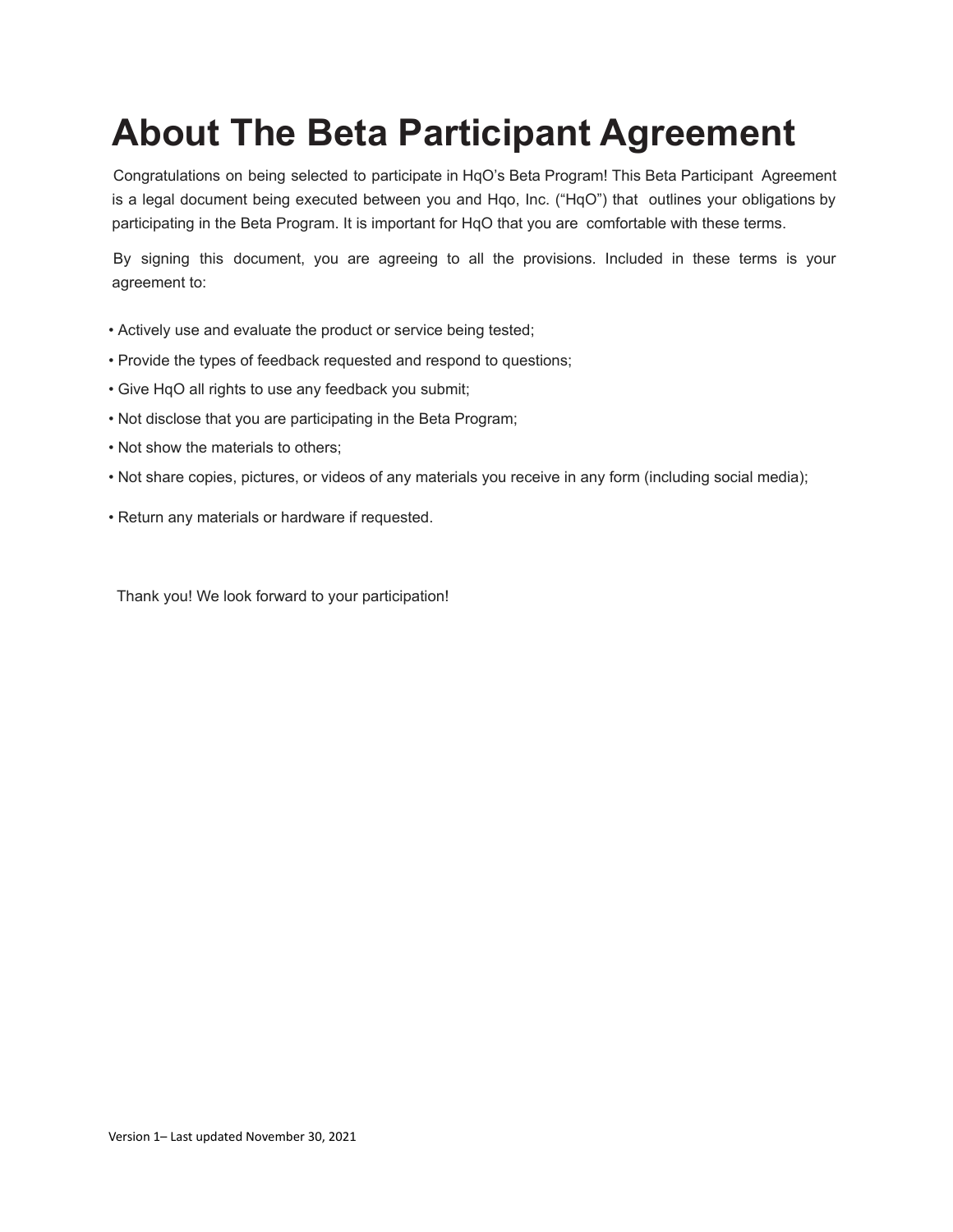# About The Beta Participant Agreement

Congratulations on being selected to participate in HqO's Beta Program! This Beta Participant Agreement is a legal document being executed between you and Hqo, Inc. ("HqO") that outlines your obligations by participating in the Beta Program. It is important for HqO that you are comfortable with these terms.

By signing this document, you are agreeing to all the provisions. Included in these terms is your agreement to:

- Actively use and evaluate the product or service being tested;
- Provide the types of feedback requested and respond to questions;
- Give HqO all rights to use any feedback you submit;
- Not disclose that you are participating in the Beta Program;
- Not show the materials to others;
- Not share copies, pictures, or videos of any materials you receive in any form (including social media);
- Return any materials or hardware if requested.

Thank you! We look forward to your participation!

Version 1– Last updated November 30, 2021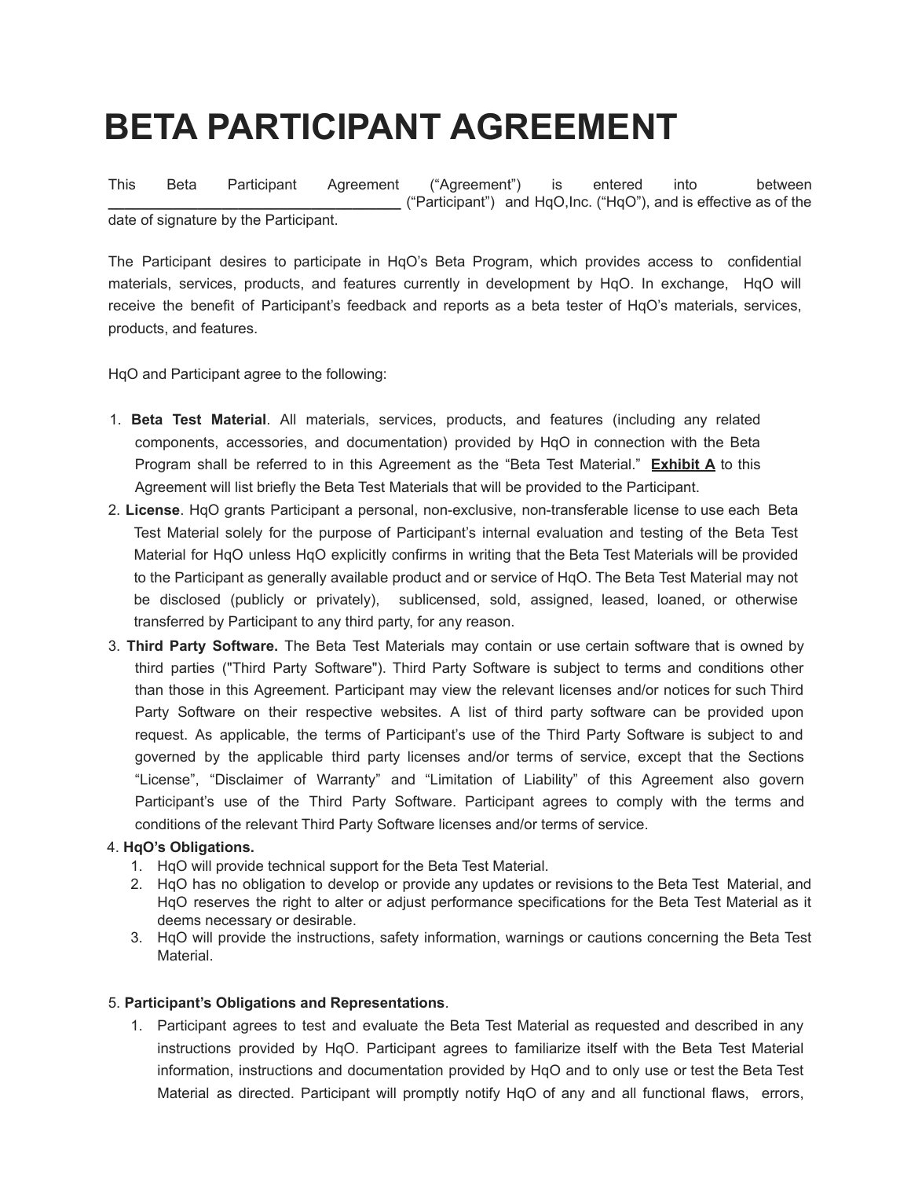// Intentionally blank: first ordered list item below contains full Beta Test Material text
# BETA PARTICIPANT AGREEMENT

This Beta Participant Agreement ("Agreement") is entered into between \_\_\_\_\_\_\_\_\_\_\_\_\_\_\_\_\_\_\_\_\_\_\_\_\_\_\_\_\_\_\_\_\_\_\_\_ ("Participant") and HqO,Inc. ("HqO"), and is effective as of the date of signature by the Participant.

The Participant desires to participate in HqO's Beta Program, which provides access to confidential materials, services, products, and features currently in development by HqO. In exchange, HqO will receive the benefit of Participant's feedback and reports as a beta tester of HqO's materials, services, products, and features.

HqO and Participant agree to the following:

1. **Beta Test Material**. All materials, services, products, and features (including any related components, accessories, and documentation) provided by HqO in connection with the Beta Program shall be referred to in this Agreement as the "Beta Test Material." **Exhibit A** to this Agreement will list briefly the Beta Test Materials that will be provided to the Participant.
2. **License**. HqO grants Participant a personal, non-exclusive, non-transferable license to use each Beta Test Material solely for the purpose of Participant's internal evaluation and testing of the Beta Test Material for HqO unless HqO explicitly confirms in writing that the Beta Test Materials will be provided to the Participant as generally available product and or service of HqO. The Beta Test Material may not be disclosed (publicly or privately), sublicensed, sold, assigned, leased, loaned, or otherwise transferred by Participant to any third party, for any reason.
3. **Third Party Software.** The Beta Test Materials may contain or use certain software that is owned by third parties ("Third Party Software"). Third Party Software is subject to terms and conditions other than those in this Agreement. Participant may view the relevant licenses and/or notices for such Third Party Software on their respective websites. A list of third party software can be provided upon request. As applicable, the terms of Participant's use of the Third Party Software is subject to and governed by the applicable third party licenses and/or terms of service, except that the Sections "License", "Disclaimer of Warranty" and "Limitation of Liability" of this Agreement also govern Participant's use of the Third Party Software. Participant agrees to comply with the terms and conditions of the relevant Third Party Software licenses and/or terms of service.
4. **HqO's Obligations.**
   1. HqO will provide technical support for the Beta Test Material.
   2. HqO has no obligation to develop or provide any updates or revisions to the Beta Test Material, and HqO reserves the right to alter or adjust performance specifications for the Beta Test Material as it deems necessary or desirable.
   3. HqO will provide the instructions, safety information, warnings or cautions concerning the Beta Test Material.
5. **Participant's Obligations and Representations**.
   1. Participant agrees to test and evaluate the Beta Test Material as requested and described in any instructions provided by HqO. Participant agrees to familiarize itself with the Beta Test Material information, instructions and documentation provided by HqO and to only use or test the Beta Test Material as directed. Participant will promptly notify HqO of any and all functional flaws, errors,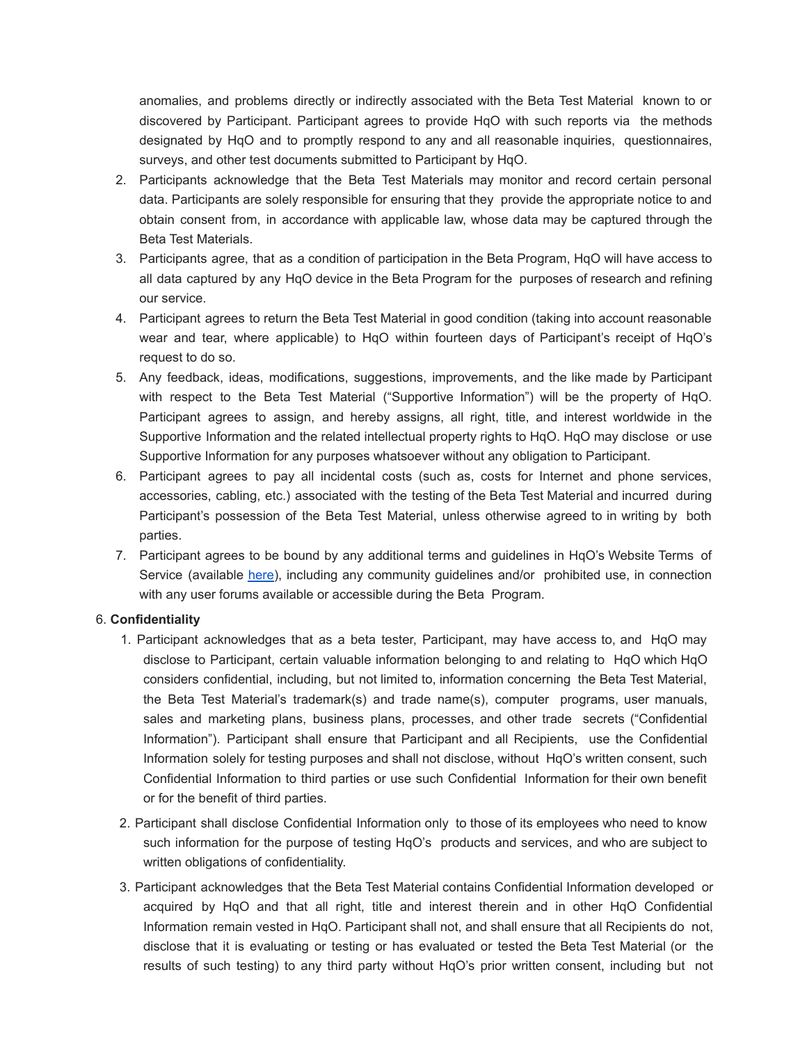anomalies, and problems directly or indirectly associated with the Beta Test Material known to or discovered by Participant. Participant agrees to provide HqO with such reports via the methods designated by HqO and to promptly respond to any and all reasonable inquiries, questionnaires, surveys, and other test documents submitted to Participant by HqO.

2. Participants acknowledge that the Beta Test Materials may monitor and record certain personal data. Participants are solely responsible for ensuring that they provide the appropriate notice to and obtain consent from, in accordance with applicable law, whose data may be captured through the Beta Test Materials.
3. Participants agree, that as a condition of participation in the Beta Program, HqO will have access to all data captured by any HqO device in the Beta Program for the purposes of research and refining our service.
4. Participant agrees to return the Beta Test Material in good condition (taking into account reasonable wear and tear, where applicable) to HqO within fourteen days of Participant's receipt of HqO's request to do so.
5. Any feedback, ideas, modifications, suggestions, improvements, and the like made by Participant with respect to the Beta Test Material ("Supportive Information") will be the property of HqO. Participant agrees to assign, and hereby assigns, all right, title, and interest worldwide in the Supportive Information and the related intellectual property rights to HqO. HqO may disclose or use Supportive Information for any purposes whatsoever without any obligation to Participant.
6. Participant agrees to pay all incidental costs (such as, costs for Internet and phone services, accessories, cabling, etc.) associated with the testing of the Beta Test Material and incurred during Participant's possession of the Beta Test Material, unless otherwise agreed to in writing by both parties.
7. Participant agrees to be bound by any additional terms and guidelines in HqO's Website Terms of Service (available [here]()), including any community guidelines and/or prohibited use, in connection with any user forums available or accessible during the Beta Program.

6. **Confidentiality**

1. Participant acknowledges that as a beta tester, Participant, may have access to, and HqO may disclose to Participant, certain valuable information belonging to and relating to HqO which HqO considers confidential, including, but not limited to, information concerning the Beta Test Material, the Beta Test Material's trademark(s) and trade name(s), computer programs, user manuals, sales and marketing plans, business plans, processes, and other trade secrets ("Confidential Information"). Participant shall ensure that Participant and all Recipients, use the Confidential Information solely for testing purposes and shall not disclose, without HqO's written consent, such Confidential Information to third parties or use such Confidential Information for their own benefit or for the benefit of third parties.
2. Participant shall disclose Confidential Information only to those of its employees who need to know such information for the purpose of testing HqO's products and services, and who are subject to written obligations of confidentiality.
3. Participant acknowledges that the Beta Test Material contains Confidential Information developed or acquired by HqO and that all right, title and interest therein and in other HqO Confidential Information remain vested in HqO. Participant shall not, and shall ensure that all Recipients do not, disclose that it is evaluating or testing or has evaluated or tested the Beta Test Material (or the results of such testing) to any third party without HqO's prior written consent, including but not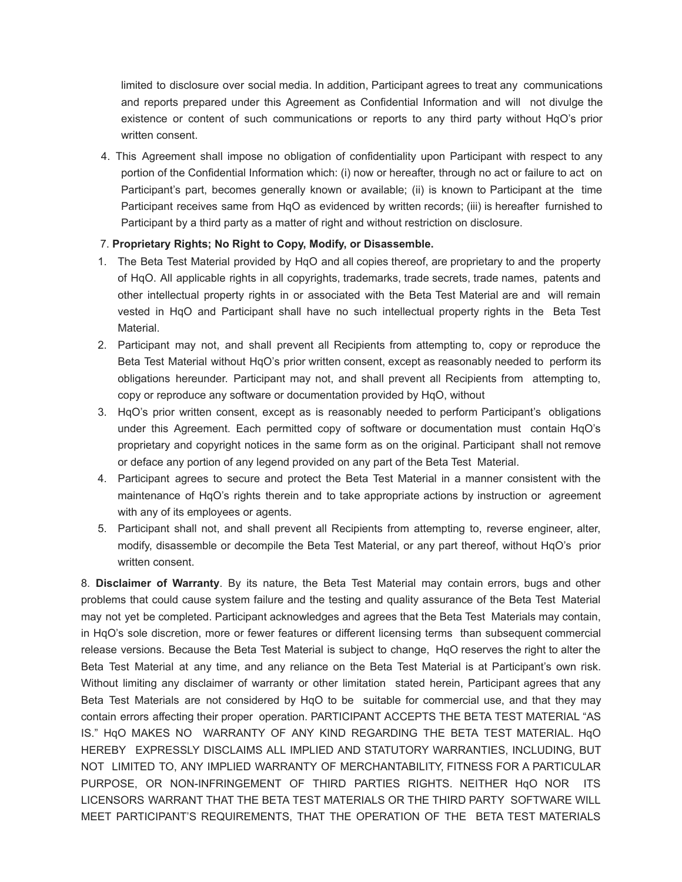limited to disclosure over social media. In addition, Participant agrees to treat any communications and reports prepared under this Agreement as Confidential Information and will not divulge the existence or content of such communications or reports to any third party without HqO's prior written consent.

4. This Agreement shall impose no obligation of confidentiality upon Participant with respect to any portion of the Confidential Information which: (i) now or hereafter, through no act or failure to act on Participant's part, becomes generally known or available; (ii) is known to Participant at the time Participant receives same from HqO as evidenced by written records; (iii) is hereafter furnished to Participant by a third party as a matter of right and without restriction on disclosure.

7. **Proprietary Rights; No Right to Copy, Modify, or Disassemble.**

1. The Beta Test Material provided by HqO and all copies thereof, are proprietary to and the property of HqO. All applicable rights in all copyrights, trademarks, trade secrets, trade names, patents and other intellectual property rights in or associated with the Beta Test Material are and will remain vested in HqO and Participant shall have no such intellectual property rights in the Beta Test Material.
2. Participant may not, and shall prevent all Recipients from attempting to, copy or reproduce the Beta Test Material without HqO's prior written consent, except as reasonably needed to perform its obligations hereunder. Participant may not, and shall prevent all Recipients from attempting to, copy or reproduce any software or documentation provided by HqO, without
3. HqO's prior written consent, except as is reasonably needed to perform Participant's obligations under this Agreement. Each permitted copy of software or documentation must contain HqO's proprietary and copyright notices in the same form as on the original. Participant shall not remove or deface any portion of any legend provided on any part of the Beta Test Material.
4. Participant agrees to secure and protect the Beta Test Material in a manner consistent with the maintenance of HqO's rights therein and to take appropriate actions by instruction or agreement with any of its employees or agents.
5. Participant shall not, and shall prevent all Recipients from attempting to, reverse engineer, alter, modify, disassemble or decompile the Beta Test Material, or any part thereof, without HqO's prior written consent.

8. **Disclaimer of Warranty**. By its nature, the Beta Test Material may contain errors, bugs and other problems that could cause system failure and the testing and quality assurance of the Beta Test Material may not yet be completed. Participant acknowledges and agrees that the Beta Test Materials may contain, in HqO's sole discretion, more or fewer features or different licensing terms than subsequent commercial release versions. Because the Beta Test Material is subject to change, HqO reserves the right to alter the Beta Test Material at any time, and any reliance on the Beta Test Material is at Participant's own risk. Without limiting any disclaimer of warranty or other limitation stated herein, Participant agrees that any Beta Test Materials are not considered by HqO to be suitable for commercial use, and that they may contain errors affecting their proper operation. PARTICIPANT ACCEPTS THE BETA TEST MATERIAL "AS IS." HqO MAKES NO WARRANTY OF ANY KIND REGARDING THE BETA TEST MATERIAL. HqO HEREBY EXPRESSLY DISCLAIMS ALL IMPLIED AND STATUTORY WARRANTIES, INCLUDING, BUT NOT LIMITED TO, ANY IMPLIED WARRANTY OF MERCHANTABILITY, FITNESS FOR A PARTICULAR PURPOSE, OR NON-INFRINGEMENT OF THIRD PARTIES RIGHTS. NEITHER HqO NOR ITS LICENSORS WARRANT THAT THE BETA TEST MATERIALS OR THE THIRD PARTY SOFTWARE WILL MEET PARTICIPANT'S REQUIREMENTS, THAT THE OPERATION OF THE BETA TEST MATERIALS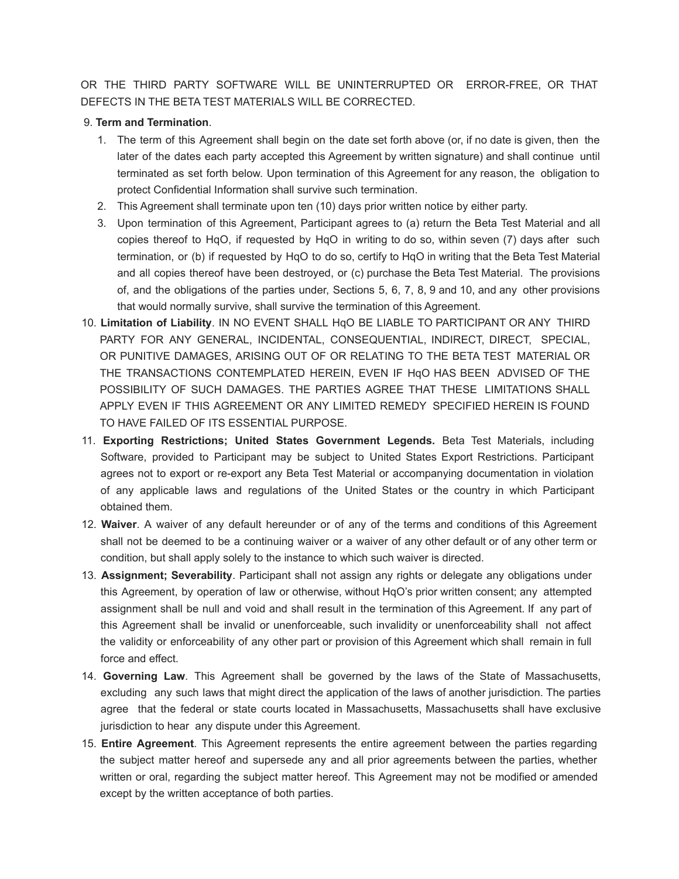OR THE THIRD PARTY SOFTWARE WILL BE UNINTERRUPTED OR ERROR-FREE, OR THAT DEFECTS IN THE BETA TEST MATERIALS WILL BE CORRECTED.

9. **Term and Termination**.
    1. The term of this Agreement shall begin on the date set forth above (or, if no date is given, then the later of the dates each party accepted this Agreement by written signature) and shall continue until terminated as set forth below. Upon termination of this Agreement for any reason, the obligation to protect Confidential Information shall survive such termination.
    2. This Agreement shall terminate upon ten (10) days prior written notice by either party.
    3. Upon termination of this Agreement, Participant agrees to (a) return the Beta Test Material and all copies thereof to HqO, if requested by HqO in writing to do so, within seven (7) days after such termination, or (b) if requested by HqO to do so, certify to HqO in writing that the Beta Test Material and all copies thereof have been destroyed, or (c) purchase the Beta Test Material. The provisions of, and the obligations of the parties under, Sections 5, 6, 7, 8, 9 and 10, and any other provisions that would normally survive, shall survive the termination of this Agreement.
10. **Limitation of Liability**. IN NO EVENT SHALL HqO BE LIABLE TO PARTICIPANT OR ANY THIRD PARTY FOR ANY GENERAL, INCIDENTAL, CONSEQUENTIAL, INDIRECT, DIRECT, SPECIAL, OR PUNITIVE DAMAGES, ARISING OUT OF OR RELATING TO THE BETA TEST MATERIAL OR THE TRANSACTIONS CONTEMPLATED HEREIN, EVEN IF HqO HAS BEEN ADVISED OF THE POSSIBILITY OF SUCH DAMAGES. THE PARTIES AGREE THAT THESE LIMITATIONS SHALL APPLY EVEN IF THIS AGREEMENT OR ANY LIMITED REMEDY SPECIFIED HEREIN IS FOUND TO HAVE FAILED OF ITS ESSENTIAL PURPOSE.
11. **Exporting Restrictions; United States Government Legends.** Beta Test Materials, including Software, provided to Participant may be subject to United States Export Restrictions. Participant agrees not to export or re-export any Beta Test Material or accompanying documentation in violation of any applicable laws and regulations of the United States or the country in which Participant obtained them.
12. **Waiver**. A waiver of any default hereunder or of any of the terms and conditions of this Agreement shall not be deemed to be a continuing waiver or a waiver of any other default or of any other term or condition, but shall apply solely to the instance to which such waiver is directed.
13. **Assignment; Severability**. Participant shall not assign any rights or delegate any obligations under this Agreement, by operation of law or otherwise, without HqO's prior written consent; any attempted assignment shall be null and void and shall result in the termination of this Agreement. If any part of this Agreement shall be invalid or unenforceable, such invalidity or unenforceability shall not affect the validity or enforceability of any other part or provision of this Agreement which shall remain in full force and effect.
14. **Governing Law**. This Agreement shall be governed by the laws of the State of Massachusetts, excluding any such laws that might direct the application of the laws of another jurisdiction. The parties agree that the federal or state courts located in Massachusetts, Massachusetts shall have exclusive jurisdiction to hear any dispute under this Agreement.
15. **Entire Agreement**. This Agreement represents the entire agreement between the parties regarding the subject matter hereof and supersede any and all prior agreements between the parties, whether written or oral, regarding the subject matter hereof. This Agreement may not be modified or amended except by the written acceptance of both parties.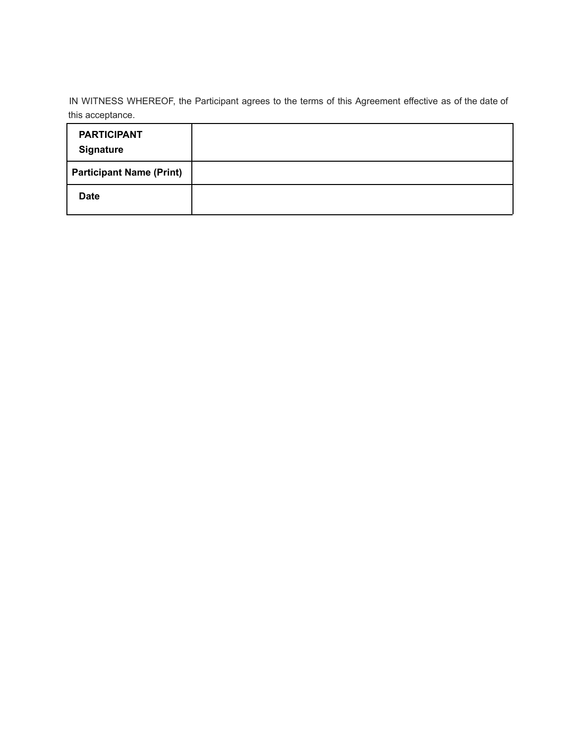IN WITNESS WHEREOF, the Participant agrees to the terms of this Agreement effective as of the date of this acceptance.

| | |
|---|---|
| **PARTICIPANT Signature** | |
| **Participant Name (Print)** | |
| **Date** | |